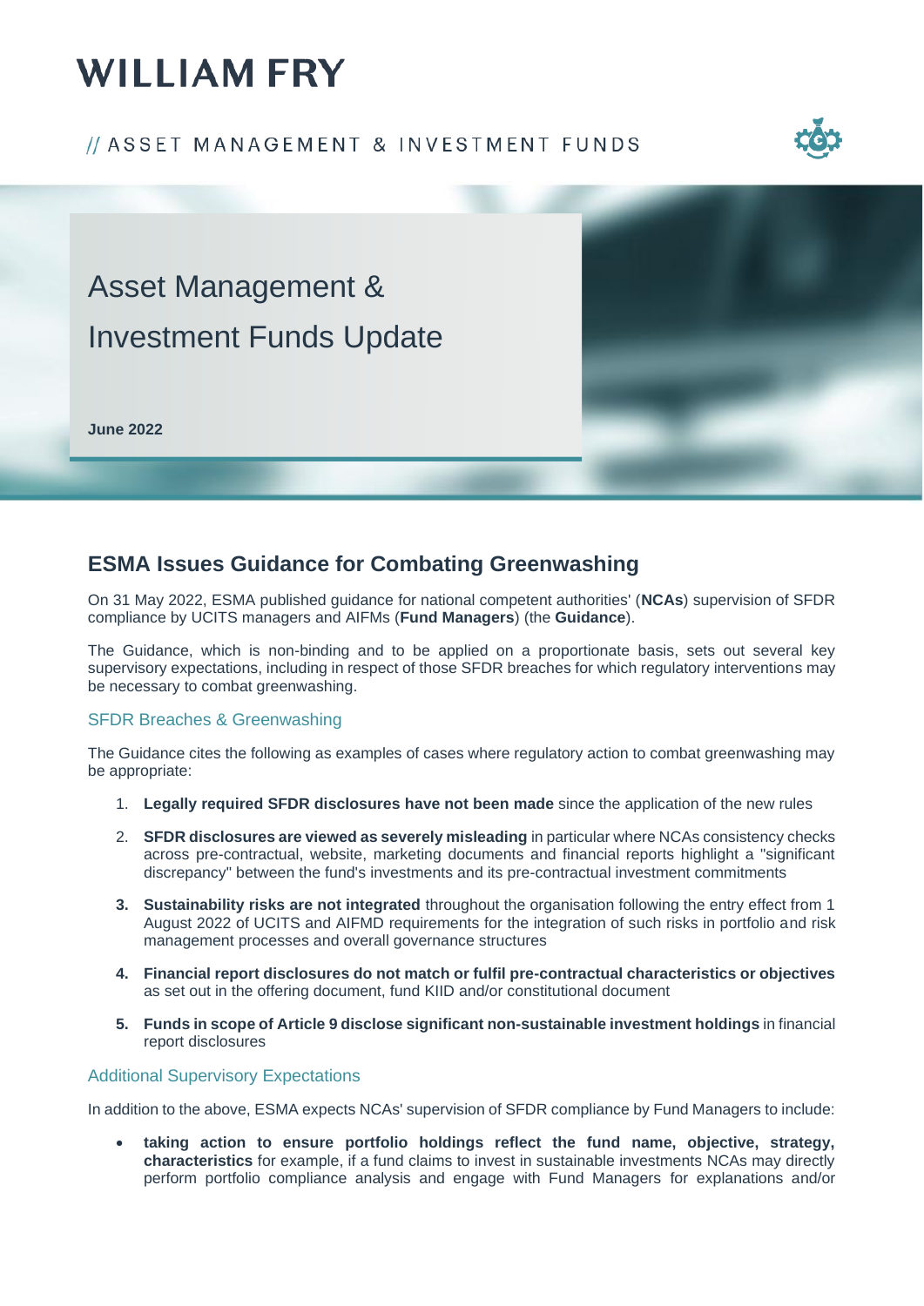# WILLIAM FRY

// ASSET MANAGEMENT & INVESTMENT FUNDS

# Asset Management & Investment Funds Update

**June 2022**

## ESMA Issues Guidance for Combating Greenwashing

On 31 May 2022, ESMA published guidance for national competent authorities' (**NCAs**) supervision of SFDR compliance by UCITS managers and AIFMs (**Fund Managers**) (the **Guidance**).

The Guidance, which is non-binding and to be applied on a proportionate basis, sets out several key supervisory expectations, including in respect of those SFDR breaches for which regulatory interventions may be necessary to combat greenwashing.

### SFDR Breaches & Greenwashing

The Guidance cites the following as examples of cases where regulatory action to combat greenwashing may be appropriate:

1. **Legally required SFDR disclosures have not been made** since the application of the new rules
2. **SFDR disclosures are viewed as severely misleading** in particular where NCAs consistency checks across pre-contractual, website, marketing documents and financial reports highlight a "significant discrepancy" between the fund's investments and its pre-contractual investment commitments
3. **Sustainability risks are not integrated** throughout the organisation following the entry effect from 1 August 2022 of UCITS and AIFMD requirements for the integration of such risks in portfolio and risk management processes and overall governance structures
4. **Financial report disclosures do not match or fulfil pre-contractual characteristics or objectives** as set out in the offering document, fund KIID and/or constitutional document
5. **Funds in scope of Article 9 disclose significant non-sustainable investment holdings** in financial report disclosures

### Additional Supervisory Expectations

In addition to the above, ESMA expects NCAs' supervision of SFDR compliance by Fund Managers to include:

- **taking action to ensure portfolio holdings reflect the fund name, objective, strategy, characteristics** for example, if a fund claims to invest in sustainable investments NCAs may directly perform portfolio compliance analysis and engage with Fund Managers for explanations and/or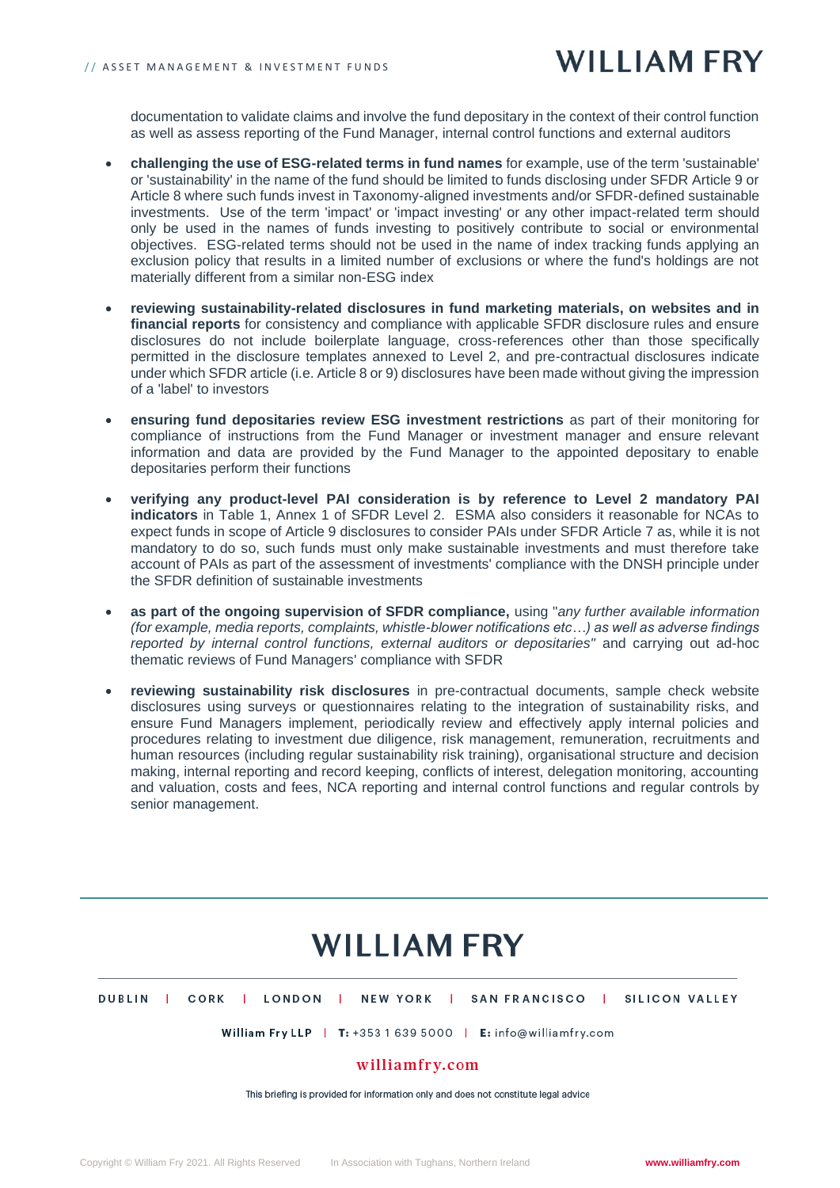documentation to validate claims and involve the fund depositary in the context of their control function as well as assess reporting of the Fund Manager, internal control functions and external auditors

- **challenging the use of ESG-related terms in fund names** for example, use of the term 'sustainable' or 'sustainability' in the name of the fund should be limited to funds disclosing under SFDR Article 9 or Article 8 where such funds invest in Taxonomy-aligned investments and/or SFDR-defined sustainable investments. Use of the term 'impact' or 'impact investing' or any other impact-related term should only be used in the names of funds investing to positively contribute to social or environmental objectives. ESG-related terms should not be used in the name of index tracking funds applying an exclusion policy that results in a limited number of exclusions or where the fund's holdings are not materially different from a similar non-ESG index

- **reviewing sustainability-related disclosures in fund marketing materials, on websites and in financial reports** for consistency and compliance with applicable SFDR disclosure rules and ensure disclosures do not include boilerplate language, cross-references other than those specifically permitted in the disclosure templates annexed to Level 2, and pre-contractual disclosures indicate under which SFDR article (i.e. Article 8 or 9) disclosures have been made without giving the impression of a 'label' to investors

- **ensuring fund depositaries review ESG investment restrictions** as part of their monitoring for compliance of instructions from the Fund Manager or investment manager and ensure relevant information and data are provided by the Fund Manager to the appointed depositary to enable depositaries perform their functions

- **verifying any product-level PAI consideration is by reference to Level 2 mandatory PAI indicators** in Table 1, Annex 1 of SFDR Level 2. ESMA also considers it reasonable for NCAs to expect funds in scope of Article 9 disclosures to consider PAIs under SFDR Article 7 as, while it is not mandatory to do so, such funds must only make sustainable investments and must therefore take account of PAIs as part of the assessment of investments' compliance with the DNSH principle under the SFDR definition of sustainable investments

- **as part of the ongoing supervision of SFDR compliance,** using "*any further available information (for example, media reports, complaints, whistle-blower notifications etc…) as well as adverse findings reported by internal control functions, external auditors or depositaries"* and carrying out ad-hoc thematic reviews of Fund Managers' compliance with SFDR

- **reviewing sustainability risk disclosures** in pre-contractual documents, sample check website disclosures using surveys or questionnaires relating to the integration of sustainability risks, and ensure Fund Managers implement, periodically review and effectively apply internal policies and procedures relating to investment due diligence, risk management, remuneration, recruitments and human resources (including regular sustainability risk training), organisational structure and decision making, internal reporting and record keeping, conflicts of interest, delegation monitoring, accounting and valuation, costs and fees, NCA reporting and internal control functions and regular controls by senior management.

WILLIAM FRY

DUBLIN | CORK | LONDON | NEW YORK | SAN FRANCISCO | SILICON VALLEY

William Fry LLP | T: +353 1 639 5000 | E: info@williamfry.com

williamfry.com

This briefing is provided for information only and does not constitute legal advice